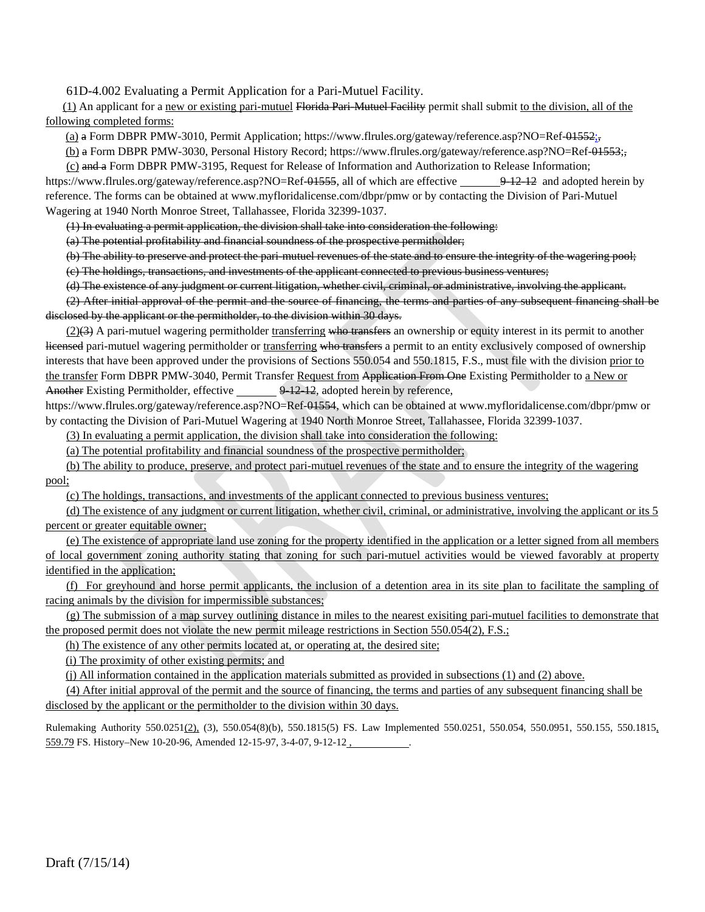61D-4.002 Evaluating a Permit Application for a Pari-Mutuel Facility.

(1) An applicant for a new or existing pari-mutuel Florida Pari-Mutuel Facility permit shall submit to the division, all of the following completed forms:

(a) a Form DBPR PMW-3010, Permit Application; https://www.flrules.org/gateway/reference.asp?NO=Ref-01552;,

(b) a Form DBPR PMW-3030, Personal History Record; https://www.flrules.org/gateway/reference.asp?NO=Ref-01553;,

(c) and a Form DBPR PMW-3195, Request for Release of Information and Authorization to Release Information; https://www.flrules.org/gateway/reference.asp?NO=Ref-01555, all of which are effective _______ 9-12-12 and adopted herein by reference. The forms can be obtained at www.myfloridalicense.com/dbpr/pmw or by contacting the Division of Pari-Mutuel Wagering at 1940 North Monroe Street, Tallahassee, Florida 32399-1037.

~~(1) In evaluating a permit application, the division shall take into consideration the following:~~

~~(a) The potential profitability and financial soundness of the prospective permitholder;~~

~~(b) The ability to preserve and protect the pari-mutuel revenues of the state and to ensure the integrity of the wagering pool;~~

~~(c) The holdings, transactions, and investments of the applicant connected to previous business ventures;~~

~~(d) The existence of any judgment or current litigation, whether civil, criminal, or administrative, involving the applicant.~~

~~(2) After initial approval of the permit and the source of financing, the terms and parties of any subsequent financing shall be disclosed by the applicant or the permitholder, to the division within 30 days.~~

(2)(3) A pari-mutuel wagering permitholder transferring who transfers an ownership or equity interest in its permit to another licensed pari-mutuel wagering permitholder or transferring who transfers a permit to an entity exclusively composed of ownership interests that have been approved under the provisions of Sections 550.054 and 550.1815, F.S., must file with the division prior to the transfer Form DBPR PMW-3040, Permit Transfer Request from Application From One Existing Permitholder to a New or Another Existing Permitholder, effective _______ 9-12-12, adopted herein by reference, https://www.flrules.org/gateway/reference.asp?NO=Ref-01554, which can be obtained at www.myfloridalicense.com/dbpr/pmw or by contacting the Division of Pari-Mutuel Wagering at 1940 North Monroe Street, Tallahassee, Florida 32399-1037.

(3) In evaluating a permit application, the division shall take into consideration the following:

(a) The potential profitability and financial soundness of the prospective permitholder;

(b) The ability to produce, preserve, and protect pari-mutuel revenues of the state and to ensure the integrity of the wagering pool;

(c) The holdings, transactions, and investments of the applicant connected to previous business ventures;

(d) The existence of any judgment or current litigation, whether civil, criminal, or administrative, involving the applicant or its 5 percent or greater equitable owner;

(e) The existence of appropriate land use zoning for the property identified in the application or a letter signed from all members of local government zoning authority stating that zoning for such pari-mutuel activities would be viewed favorably at property identified in the application;

(f) For greyhound and horse permit applicants, the inclusion of a detention area in its site plan to facilitate the sampling of racing animals by the division for impermissible substances;

(g) The submission of a map survey outlining distance in miles to the nearest exisiting pari-mutuel facilities to demonstrate that the proposed permit does not violate the new permit mileage restrictions in Section 550.054(2), F.S.;

(h) The existence of any other permits located at, or operating at, the desired site;

(i) The proximity of other existing permits; and

(j) All information contained in the application materials submitted as provided in subsections (1) and (2) above.

(4) After initial approval of the permit and the source of financing, the terms and parties of any subsequent financing shall be disclosed by the applicant or the permitholder to the division within 30 days.

Rulemaking Authority 550.0251(2), (3), 550.054(8)(b), 550.1815(5) FS. Law Implemented 550.0251, 550.054, 550.0951, 550.155, 550.1815, 559.79 FS. History–New 10-20-96, Amended 12-15-97, 3-4-07, 9-12-12, __________.

Draft (7/15/14)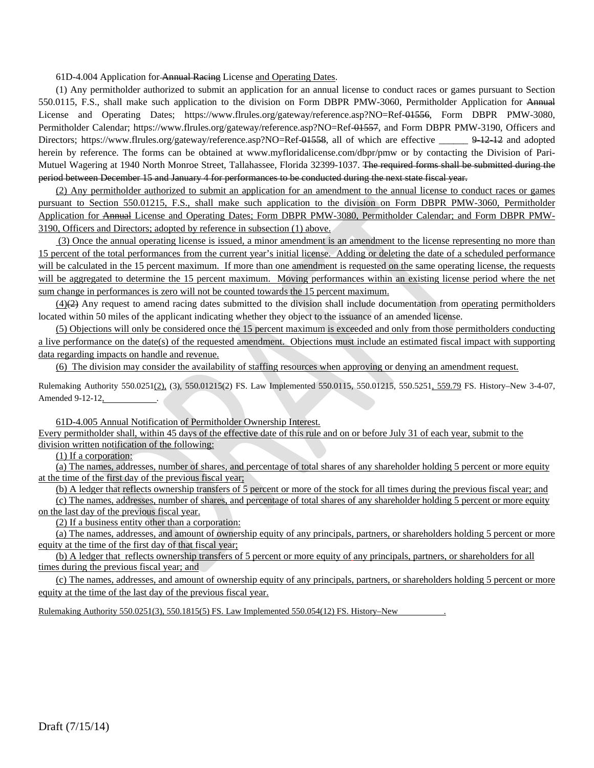61D-4.004 Application for Annual Racing License and Operating Dates.

(1) Any permitholder authorized to submit an application for an annual license to conduct races or games pursuant to Section 550.0115, F.S., shall make such application to the division on Form DBPR PMW-3060, Permitholder Application for Annual License and Operating Dates; https://www.flrules.org/gateway/reference.asp?NO=Ref-01556, Form DBPR PMW-3080, Permitholder Calendar; https://www.flrules.org/gateway/reference.asp?NO=Ref-01557, and Form DBPR PMW-3190, Officers and Directors; https://www.flrules.org/gateway/reference.asp?NO=Ref-01558, all of which are effective ______ 9-12-12 and adopted herein by reference. The forms can be obtained at www.myfloridalicense.com/dbpr/pmw or by contacting the Division of Pari-Mutuel Wagering at 1940 North Monroe Street, Tallahassee, Florida 32399-1037. The required forms shall be submitted during the period between December 15 and January 4 for performances to be conducted during the next state fiscal year.

(2) Any permitholder authorized to submit an application for an amendment to the annual license to conduct races or games pursuant to Section 550.01215, F.S., shall make such application to the division on Form DBPR PMW-3060, Permitholder Application for Annual License and Operating Dates; Form DBPR PMW-3080, Permitholder Calendar; and Form DBPR PMW-3190, Officers and Directors; adopted by reference in subsection (1) above.

(3) Once the annual operating license is issued, a minor amendment is an amendment to the license representing no more than 15 percent of the total performances from the current year's initial license. Adding or deleting the date of a scheduled performance will be calculated in the 15 percent maximum. If more than one amendment is requested on the same operating license, the requests will be aggregated to determine the 15 percent maximum. Moving performances within an existing license period where the net sum change in performances is zero will not be counted towards the 15 percent maximum.

(4)(2) Any request to amend racing dates submitted to the division shall include documentation from operating permitholders located within 50 miles of the applicant indicating whether they object to the issuance of an amended license.

(5) Objections will only be considered once the 15 percent maximum is exceeded and only from those permitholders conducting a live performance on the date(s) of the requested amendment. Objections must include an estimated fiscal impact with supporting data regarding impacts on handle and revenue.

(6) The division may consider the availability of staffing resources when approving or denying an amendment request.

Rulemaking Authority 550.0251(2), (3), 550.01215(2) FS. Law Implemented 550.0115, 550.01215, 550.5251, 559.79 FS. History–New 3-4-07, Amended 9-12-12, __________.

61D-4.005 Annual Notification of Permitholder Ownership Interest.

Every permitholder shall, within 45 days of the effective date of this rule and on or before July 31 of each year, submit to the division written notification of the following:

(1) If a corporation:

(a) The names, addresses, number of shares, and percentage of total shares of any shareholder holding 5 percent or more equity at the time of the first day of the previous fiscal year;

(b) A ledger that reflects ownership transfers of 5 percent or more of the stock for all times during the previous fiscal year; and

(c) The names, addresses, number of shares, and percentage of total shares of any shareholder holding 5 percent or more equity on the last day of the previous fiscal year.

(2) If a business entity other than a corporation:

(a) The names, addresses, and amount of ownership equity of any principals, partners, or shareholders holding 5 percent or more equity at the time of the first day of that fiscal year;

(b) A ledger that reflects ownership transfers of 5 percent or more equity of any principals, partners, or shareholders for all times during the previous fiscal year; and

(c) The names, addresses, and amount of ownership equity of any principals, partners, or shareholders holding 5 percent or more equity at the time of the last day of the previous fiscal year.

Rulemaking Authority 550.0251(3), 550.1815(5) FS. Law Implemented 550.054(12) FS. History–New __________.

Draft (7/15/14)